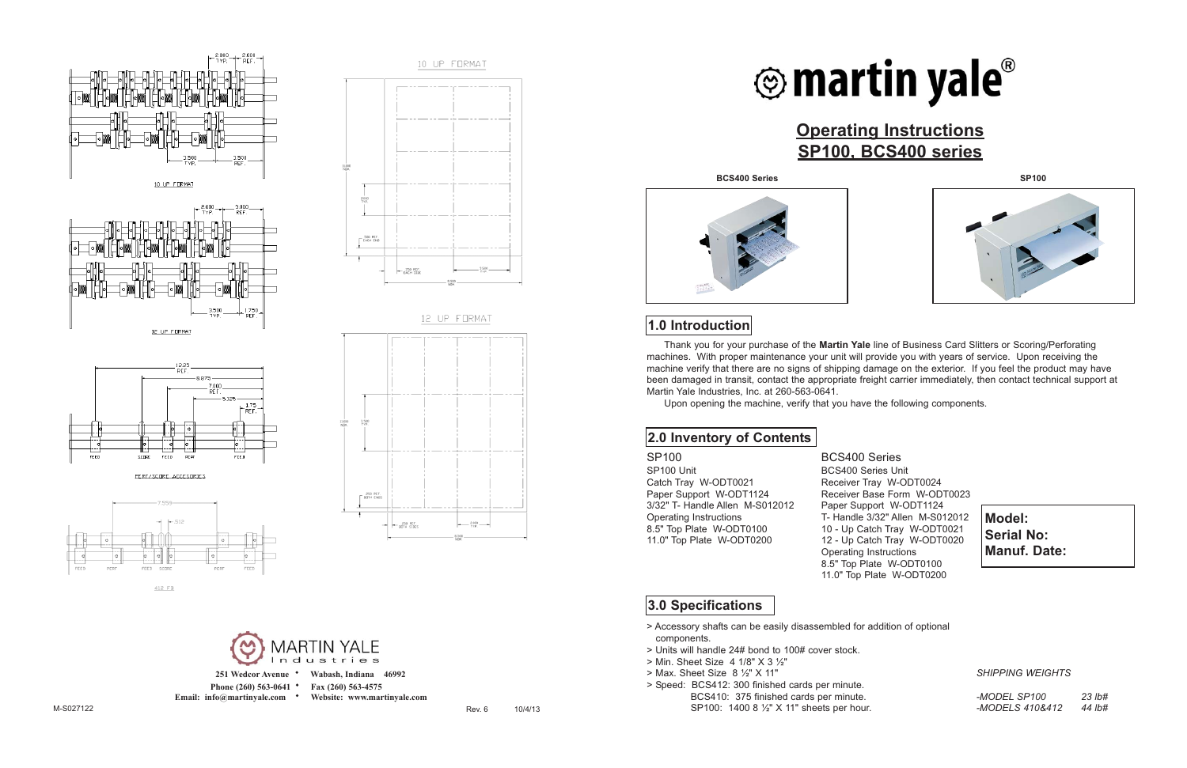# martin yale®

## Operating Instructions SP100, BCS400 series

**BCS400 Series** **SP100**

## 1.0 Introduction

Thank you for your purchase of the **Martin Yale** line of Business Card Slitters or Scoring/Perforating machines. With proper maintenance your unit will provide you with years of service. Upon receiving the machine verify that there are no signs of shipping damage on the exterior. If you feel the product may have been damaged in transit, contact the appropriate freight carrier immediately, then contact technical support at Martin Yale Industries, Inc. at 260-563-0641.

Upon opening the machine, verify that you have the following components.

## 2.0 Inventory of Contents

**SP100**

- SP100 Unit
- Catch Tray W-ODT0021
- Paper Support W-ODT1124
- 3/32" T- Handle Allen M-S012012
- Operating Instructions
- 8.5" Top Plate W-ODT0100
- 11.0" Top Plate W-ODT0200

**BCS400 Series**

- BCS400 Series Unit
- Receiver Tray W-ODT0024
- Receiver Base Form W-ODT0023
- Paper Support W-ODT1124
- T- Handle 3/32" Allen M-S012012
- 10 - Up Catch Tray W-ODT0021
- 12 - Up Catch Tray W-ODT0020
- Operating Instructions
- 8.5" Top Plate W-ODT0100
- 11.0" Top Plate W-ODT0200

**Model:**
**Serial No:**
**Manuf. Date:**

## 3.0 Specifications

- Accessory shafts can be easily disassembled for addition of optional components.
- Units will handle 24# bond to 100# cover stock.
- Min. Sheet Size 4 1/8" X 3 ½"
- Max. Sheet Size 8 ½" X 11"
- Speed: BCS412: 300 finished cards per minute.
  BCS410: 375 finished cards per minute.
  SP100: 1400 8 ½" X 11" sheets per hour.

*SHIPPING WEIGHTS*

| | |
|---|---|
| *-MODEL SP100* | *23 lb#* |
| *-MODELS 410&412* | *44 lb#* |

10 UP FORMAT

12 UP FORMAT

PERF/SCORE ACCESSORIES

412 FS

10 UP FORMAT

12 UP FORMAT

MARTIN YALE Industries

**251 Wedcor Avenue • Wabash, Indiana 46992**
**Phone (260) 563-0641 • Fax (260) 563-4575**
**Email: info@martinyale.com • Website: www.martinyale.com**

M-S027122 Rev. 6 10/4/13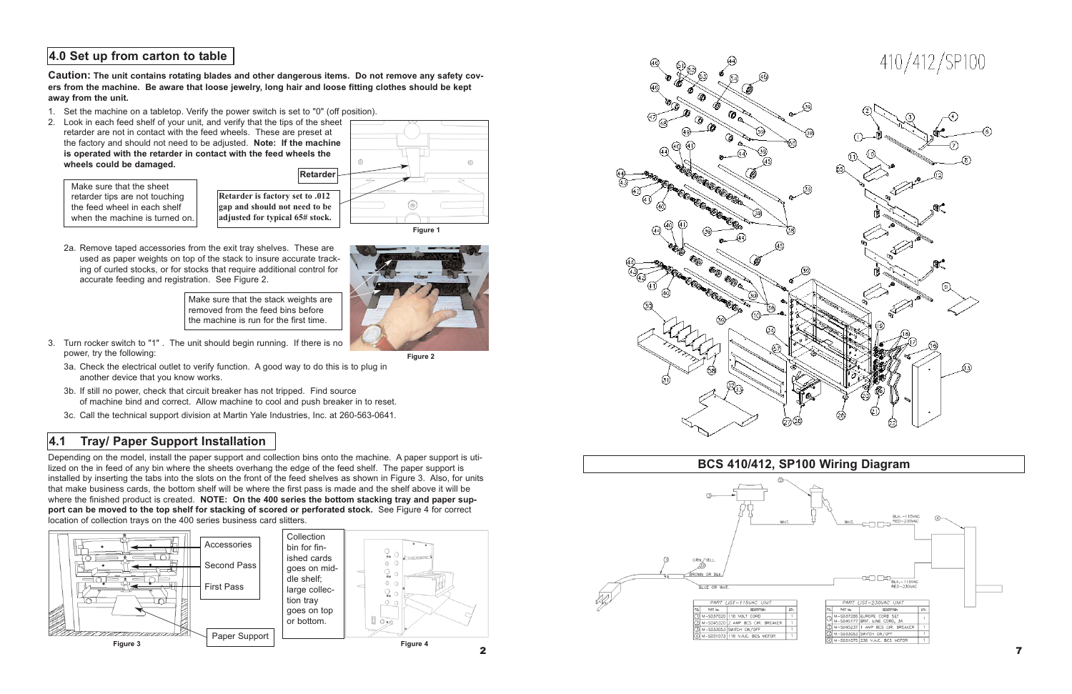## 4.0 Set up from carton to table

**Caution: The unit contains rotating blades and other dangerous items. Do not remove any safety covers from the machine. Be aware that loose jewelry, long hair and loose fitting clothes should be kept away from the unit.**

1. Set the machine on a tabletop. Verify the power switch is set to "0" (off position).
2. Look in each feed shelf of your unit, and verify that the tips of the sheet retarder are not in contact with the feed wheels. These are preset at the factory and should not need to be adjusted. **Note: If the machine is operated with the retarder in contact with the feed wheels the wheels could be damaged.**

Make sure that the sheet retarder tips are not touching the feed wheel in each shelf when the machine is turned on.

**Retarder is factory set to .012 gap and should not need to be adjusted for typical 65# stock.**

Retarder

Figure 1

2a. Remove taped accessories from the exit tray shelves. These are used as paper weights on top of the stack to insure accurate tracking of curled stocks, or for stocks that require additional control for accurate feeding and registration. See Figure 2.

Make sure that the stack weights are removed from the feed bins before the machine is run for the first time.

Figure 2

3. Turn rocker switch to "1" . The unit should begin running. If there is no power, try the following:

3a. Check the electrical outlet to verify function. A good way to do this is to plug in another device that you know works.

3b. If still no power, check that circuit breaker has not tripped. Find source of machine bind and correct. Allow machine to cool and push breaker in to reset.

3c. Call the technical support division at Martin Yale Industries, Inc. at 260-563-0641.

## 4.1 Tray/ Paper Support Installation

Depending on the model, install the paper support and collection bins onto the machine. A paper support is utilized on the in feed of any bin where the sheets overhang the edge of the feed shelf. The paper support is installed by inserting the tabs into the slots on the front of the feed shelves as shown in Figure 3. Also, for units that make business cards, the bottom shelf will be where the first pass is made and the shelf above it will be where the finished product is created. **NOTE: On the 400 series the bottom stacking tray and paper support can be moved to the top shelf for stacking of scored or perforated stock.** See Figure 4 for correct location of collection trays on the 400 series business card slitters.

Accessories

Second Pass

First Pass

Paper Support

Figure 3

Collection bin for finished cards goes on middle shelf; large collection tray goes on top or bottom.

Figure 4

# 410/412/SP100

## BCS 410/412, SP100 Wiring Diagram

PART LIST–115VAC UNIT

| NO. | PART No. | DESCRIPTION | QTY. |
|---|---|---|---|
| 1 | M-S037020 | 110 VOLT CORD | 1 |
| 2 | M-S045320 | 2 AMP BCS CIR. BREAKER | 1 |
| 3 | M-S033053 | SWITCH ON/OFF | 1 |
| 4 | M-S021073 | 110 V.A.C. BCS MOTOR | 1 |

PART LIST–230VAC UNIT

| NO. | PART No. | DESCRIPTION | QTY. |
|---|---|---|---|
| 1 | M-S037286 | EUROPE CORD SET | 1 |
| | M-S045177 | BRIT. LINE CORD, 3A | |
| 2 | M-S045237 | 1 AMP BCS CIR. BREAKER | 1 |
| 3 | M-S033053 | SWITCH ON/OFF | 1 |
| 4 | M-S021075 | 230 V.A.C. BCS MOTOR | 1 |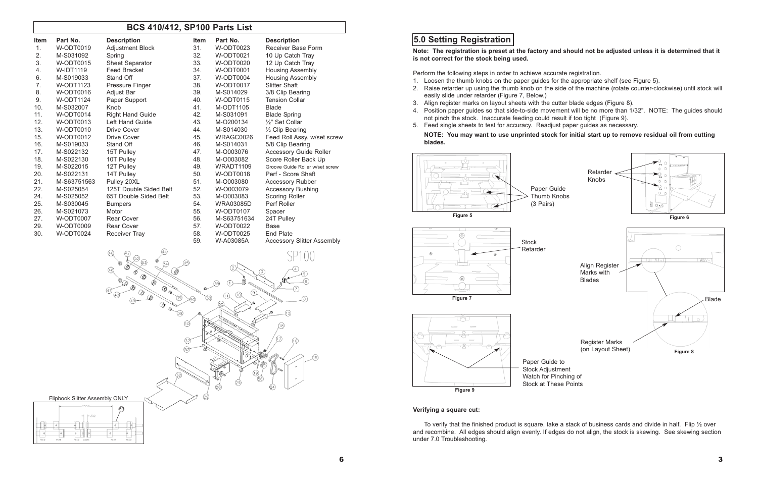## BCS 410/412, SP100 Parts List

| Item | Part No. | Description | Item | Part No. | Description |
|---|---|---|---|---|---|
| 1. | W-ODT0019 | Adjustment Block | 31. | W-ODT0023 | Receiver Base Form |
| 2. | M-S031092 | Spring | 32. | W-ODT0021 | 10 Up Catch Tray |
| 3. | W-ODT0015 | Sheet Separator | 33. | W-ODT0020 | 12 Up Catch Tray |
| 4. | W-IDT1119 | Feed Bracket | 34. | W-ODT0001 | Housing Assembly |
| 6. | M-S019033 | Stand Off | 37. | W-ODT0004 | Housing Assembly |
| 7. | W-ODT1123 | Pressure Finger | 38. | W-ODT0017 | Slitter Shaft |
| 8. | W-ODT0016 | Adjust Bar | 39. | M-S014029 | 3/8 Clip Bearing |
| 9. | W-ODT1124 | Paper Support | 40. | W-ODT0115 | Tension Collar |
| 10. | M-S032007 | Knob | 41. | M-ODT1105 | Blade |
| 11. | W-ODT0014 | Right Hand Guide | 42. | M-S031091 | Blade Spring |
| 12. | W-ODT0013 | Left Hand Guide | 43. | M-O200134 | ½" Set Collar |
| 13. | W-ODT0010 | Drive Cover | 44. | M-S014030 | ½ Clip Bearing |
| 15. | W-ODT0012 | Drive Cover | 45. | WRAGC0026 | Feed Roll Assy. w/set screw |
| 16. | M-S019033 | Stand Off | 46. | M-S014031 | 5/8 Clip Bearing |
| 17. | M-S022132 | 15T Pulley | 47. | M-O003076 | Accessory Guide Roller |
| 18. | M-S022130 | 10T Pulley | 48. | M-O003082 | Score Roller Back Up |
| 19. | M-S022015 | 12T Pulley | 49. | WRADT1109 | Groove Guide Roller w/set screw |
| 20. | M-S022131 | 14T Pulley | 50. | W-ODT0018 | Perf - Score Shaft |
| 21. | M-S63751563 | Pulley 20XL | 51. | M-O003080 | Accessory Rubber |
| 22. | M-S025054 | 125T Double Sided Belt | 52. | W-O003079 | Accessory Bushing |
| 24. | M-S025052 | 65T Double Sided Belt | 53. | M-O003083 | Scoring Roller |
| 25. | M-S030045 | Bumpers | 54. | WRA03085D | Perf Roller |
| 26. | M-S021073 | Motor | 55. | W-ODT0107 | Spacer |
| 27. | W-ODT0007 | Rear Cover | 56. | M-S63751634 | 24T Pulley |
| 29. | W-ODT0009 | Rear Cover | 57. | W-ODT0022 | Base |
| 30. | W-ODT0024 | Receiver Tray | 58. | W-ODT0025 | End Plate |
| | | | 59. | W-A03085A | Accessory Slitter Assembly |

Flipbook Slitter Assembly ONLY

## 5.0 Setting Registration

**Note: The registration is preset at the factory and should not be adjusted unless it is determined that it is not correct for the stock being used.**

Perform the following steps in order to achieve accurate registration.

1. Loosen the thumb knobs on the paper guides for the appropriate shelf (see Figure 5).
2. Raise retarder up using the thumb knob on the side of the machine (rotate counter-clockwise) until stock will easily slide under retarder (Figure 7, Below.)
3. Align register marks on layout sheets with the cutter blade edges (Figure 8).
4. Position paper guides so that side-to-side movement will be no more than 1/32". NOTE: The guides should not pinch the stock. Inaccurate feeding could result if too tight (Figure 9).
5. Feed single sheets to test for accuracy. Readjust paper guides as necessary.

**NOTE: You may want to use unprinted stock for initial start up to remove residual oil from cutting blades.**

Paper Guide Thumb Knobs (3 Pairs)

Figure 5

Retarder Knobs

Figure 6

Stock Retarder

Figure 7

Align Register Marks with Blades

Blade

Register Marks (on Layout Sheet)

Figure 8

Paper Guide to Stock Adjustment Watch for Pinching of Stock at These Points

Figure 9

**Verifying a square cut:**

To verify that the finished product is square, take a stack of business cards and divide in half. Flip ½ over and recombine. All edges should align evenly. If edges do not align, the stock is skewing. See skewing section under 7.0 Troubleshooting.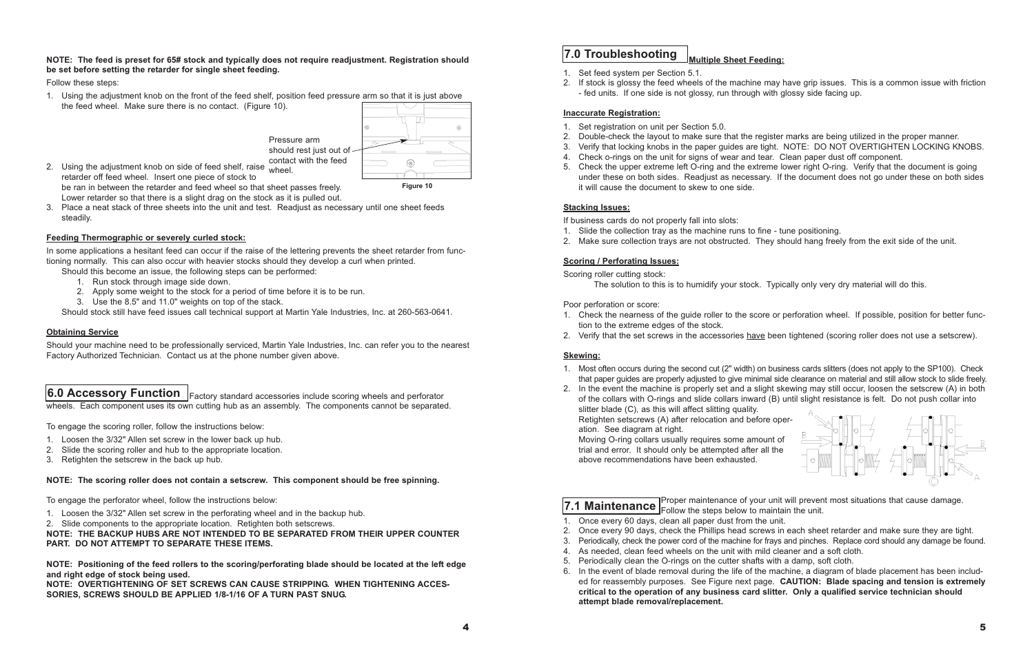**NOTE: The feed is preset for 65# stock and typically does not require readjustment. Registration should be set before setting the retarder for single sheet feeding.**

Follow these steps:

1. Using the adjustment knob on the front of the feed shelf, position feed pressure arm so that it is just above the feed wheel. Make sure there is no contact. (Figure 10).
2. Using the adjustment knob on side of feed shelf, raise retarder off feed wheel. Insert one piece of stock to be ran in between the retarder and feed wheel so that sheet passes freely. Lower retarder so that there is a slight drag on the stock as it is pulled out.
3. Place a neat stack of three sheets into the unit and test. Readjust as necessary until one sheet feeds steadily.

Pressure arm should rest just out of contact with the feed wheel.

Figure 10

**Feeding Thermographic or severely curled stock:**

In some applications a hesitant feed can occur if the raise of the lettering prevents the sheet retarder from functioning normally. This can also occur with heavier stocks should they develop a curl when printed.

Should this become an issue, the following steps can be performed:

1. Run stock through image side down.
2. Apply some weight to the stock for a period of time before it is to be run.
3. Use the 8.5" and 11.0" weights on top of the stack.

Should stock still have feed issues call technical support at Martin Yale Industries, Inc. at 260-563-0641.

**Obtaining Service**

Should your machine need to be professionally serviced, Martin Yale Industries, Inc. can refer you to the nearest Factory Authorized Technician. Contact us at the phone number given above.

## 6.0 Accessory Function

Factory standard accessories include scoring wheels and perforator wheels. Each component uses its own cutting hub as an assembly. The components cannot be separated.

To engage the scoring roller, follow the instructions below:

1. Loosen the 3/32" Allen set screw in the lower back up hub.
2. Slide the scoring roller and hub to the appropriate location.
3. Retighten the setscrew in the back up hub.

**NOTE: The scoring roller does not contain a setscrew. This component should be free spinning.**

To engage the perforator wheel, follow the instructions below:

1. Loosen the 3/32" Allen set screw in the perforating wheel and in the backup hub.
2. Slide components to the appropriate location. Retighten both setscrews.

**NOTE: THE BACKUP HUBS ARE NOT INTENDED TO BE SEPARATED FROM THEIR UPPER COUNTER PART. DO NOT ATTEMPT TO SEPARATE THESE ITEMS.**

**NOTE: Positioning of the feed rollers to the scoring/perforating blade should be located at the left edge and right edge of stock being used.**

**NOTE: OVERTIGHTENING OF SET SCREWS CAN CAUSE STRIPPING. WHEN TIGHTENING ACCESSORIES, SCREWS SHOULD BE APPLIED 1/8-1/16 OF A TURN PAST SNUG.**

## 7.0 Troubleshooting

**Multiple Sheet Feeding:**

1. Set feed system per Section 5.1.
2. If stock is glossy the feed wheels of the machine may have grip issues. This is a common issue with friction - fed units. If one side is not glossy, run through with glossy side facing up.

**Inaccurate Registration:**

1. Set registration on unit per Section 5.0.
2. Double-check the layout to make sure that the register marks are being utilized in the proper manner.
3. Verify that locking knobs in the paper guides are tight. NOTE: DO NOT OVERTIGHTEN LOCKING KNOBS.
4. Check o-rings on the unit for signs of wear and tear. Clean paper dust off component.
5. Check the upper extreme left O-ring and the extreme lower right O-ring. Verify that the document is going under these on both sides. Readjust as necessary. If the document does not go under these on both sides it will cause the document to skew to one side.

**Stacking Issues:**

If business cards do not properly fall into slots:

1. Slide the collection tray as the machine runs to fine - tune positioning.
2. Make sure collection trays are not obstructed. They should hang freely from the exit side of the unit.

**Scoring / Perforating Issues:**

Scoring roller cutting stock:

The solution to this is to humidify your stock. Typically only very dry material will do this.

Poor perforation or score:

1. Check the nearness of the guide roller to the score or perforation wheel. If possible, position for better function to the extreme edges of the stock.
2. Verify that the set screws in the accessories have been tightened (scoring roller does not use a setscrew).

**Skewing:**

1. Most often occurs during the second cut (2" width) on business cards slitters (does not apply to the SP100). Check that paper guides are properly adjusted to give minimal side clearance on material and still allow stock to slide freely.
2. In the event the machine is properly set and a slight skewing may still occur, loosen the setscrew (A) in both of the collars with O-rings and slide collars inward (B) until slight resistance is felt. Do not push collar into slitter blade (C), as this will affect slitting quality.
   Retighten setscrews (A) after relocation and before operation. See diagram at right.
   Moving O-ring collars usually requires some amount of trial and error. It should only be attempted after all the above recommendations have been exhausted.

A
B
B
A
C

## 7.1 Maintenance

Proper maintenance of your unit will prevent most situations that cause damage. Follow the steps below to maintain the unit.

1. Once every 60 days, clean all paper dust from the unit.
2. Once every 90 days, check the Phillips head screws in each sheet retarder and make sure they are tight.
3. Periodically, check the power cord of the machine for frays and pinches. Replace cord should any damage be found.
4. As needed, clean feed wheels on the unit with mild cleaner and a soft cloth.
5. Periodically clean the O-rings on the cutter shafts with a damp, soft cloth.
6. In the event of blade removal during the life of the machine, a diagram of blade placement has been included for reassembly purposes. See Figure next page. **CAUTION: Blade spacing and tension is extremely critical to the operation of any business card slitter. Only a qualified service technician should attempt blade removal/replacement.**